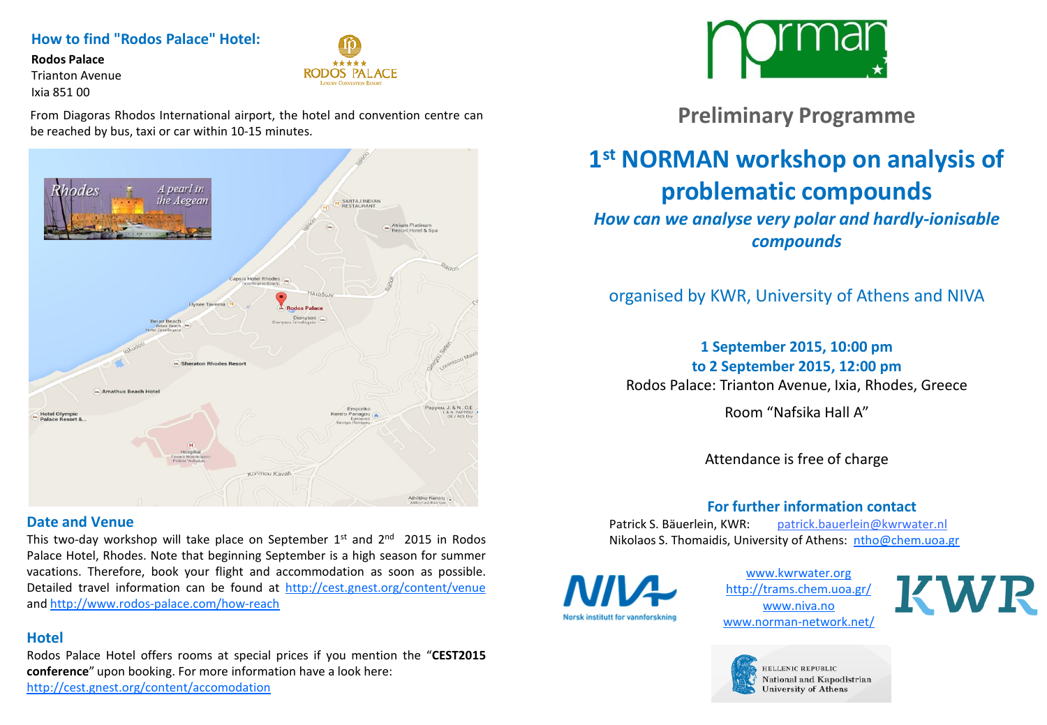## How to find "Rodos Palace" Hotel:

**Rodos Palace**
Trianton Avenue
Ixia 851 00

From Diagoras Rhodos International airport, the hotel and convention centre can be reached by bus, taxi or car within 10-15 minutes.

## Date and Venue

This two-day workshop will take place on September 1st and 2nd 2015 in Rodos Palace Hotel, Rhodes. Note that beginning September is a high season for summer vacations. Therefore, book your flight and accommodation as soon as possible. Detailed travel information can be found at http://cest.gnest.org/content/venue and http://www.rodos-palace.com/how-reach

## Hotel

Rodos Palace Hotel offers rooms at special prices if you mention the "**CEST2015 conference**" upon booking. For more information have a look here: http://cest.gnest.org/content/accomodation

## Preliminary Programme

# 1st NORMAN workshop on analysis of problematic compounds

***How can we analyse very polar and hardly-ionisable compounds***

organised by KWR, University of Athens and NIVA

**1 September 2015, 10:00 pm**
**to 2 September 2015, 12:00 pm**
Rodos Palace: Trianton Avenue, Ixia, Rhodes, Greece

Room "Nafsika Hall A"

Attendance is free of charge

### For further information contact

Patrick S. Bäuerlein, KWR: patrick.bauerlein@kwrwater.nl
Nikolaos S. Thomaidis, University of Athens: ntho@chem.uoa.gr

www.kwrwater.org
http://trams.chem.uoa.gr/
www.niva.no
www.norman-network.net/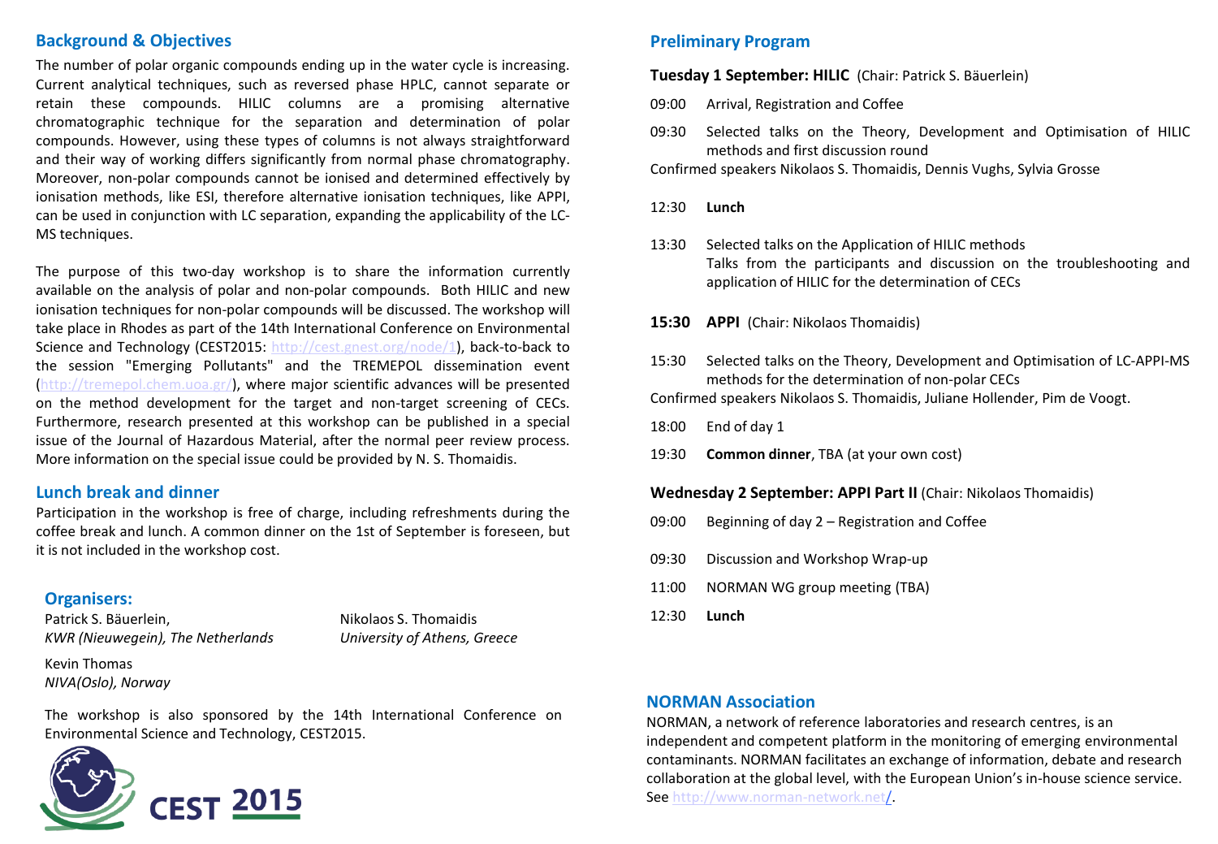## Background & Objectives

The number of polar organic compounds ending up in the water cycle is increasing. Current analytical techniques, such as reversed phase HPLC, cannot separate or retain these compounds. HILIC columns are a promising alternative chromatographic technique for the separation and determination of polar compounds. However, using these types of columns is not always straightforward and their way of working differs significantly from normal phase chromatography. Moreover, non-polar compounds cannot be ionised and determined effectively by ionisation methods, like ESI, therefore alternative ionisation techniques, like APPI, can be used in conjunction with LC separation, expanding the applicability of the LC-MS techniques.

The purpose of this two-day workshop is to share the information currently available on the analysis of polar and non-polar compounds. Both HILIC and new ionisation techniques for non-polar compounds will be discussed. The workshop will take place in Rhodes as part of the 14th International Conference on Environmental Science and Technology (CEST2015: http://cest.gnest.org/node/1), back-to-back to the session "Emerging Pollutants" and the TREMEPOL dissemination event (http://tremepol.chem.uoa.gr/), where major scientific advances will be presented on the method development for the target and non-target screening of CECs. Furthermore, research presented at this workshop can be published in a special issue of the Journal of Hazardous Material, after the normal peer review process. More information on the special issue could be provided by N. S. Thomaidis.

## Lunch break and dinner

Participation in the workshop is free of charge, including refreshments during the coffee break and lunch. A common dinner on the 1st of September is foreseen, but it is not included in the workshop cost.

## Organisers:

Patrick S. Bäuerlein,
*KWR (Nieuwegein), The Netherlands*

Nikolaos S. Thomaidis
*University of Athens, Greece*

Kevin Thomas
*NIVA(Oslo), Norway*

The workshop is also sponsored by the 14th International Conference on Environmental Science and Technology, CEST2015.

CEST 2015

## Preliminary Program

**Tuesday 1 September: HILIC** (Chair: Patrick S. Bäuerlein)

09:00 Arrival, Registration and Coffee

09:30 Selected talks on the Theory, Development and Optimisation of HILIC methods and first discussion round

Confirmed speakers Nikolaos S. Thomaidis, Dennis Vughs, Sylvia Grosse

12:30 **Lunch**

13:30 Selected talks on the Application of HILIC methods
Talks from the participants and discussion on the troubleshooting and application of HILIC for the determination of CECs

**15:30 APPI** (Chair: Nikolaos Thomaidis)

15:30 Selected talks on the Theory, Development and Optimisation of LC-APPI-MS methods for the determination of non-polar CECs

Confirmed speakers Nikolaos S. Thomaidis, Juliane Hollender, Pim de Voogt.

18:00 End of day 1

19:30 **Common dinner**, TBA (at your own cost)

**Wednesday 2 September: APPI Part II** (Chair: Nikolaos Thomaidis)

09:00 Beginning of day 2 – Registration and Coffee

09:30 Discussion and Workshop Wrap-up

11:00 NORMAN WG group meeting (TBA)

12:30 **Lunch**

## NORMAN Association

NORMAN, a network of reference laboratories and research centres, is an independent and competent platform in the monitoring of emerging environmental contaminants. NORMAN facilitates an exchange of information, debate and research collaboration at the global level, with the European Union's in-house science service. See http://www.norman-network.net/.